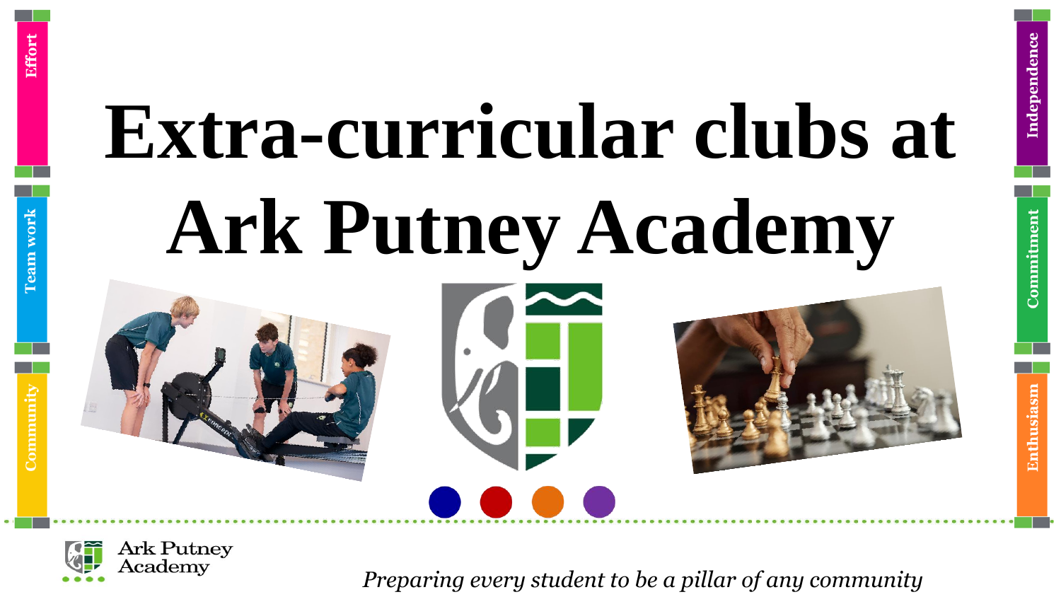# Extra-curricular clubs at Ark Putney Academy

Effort

Team work

Community

Independence

Commitment

Enthusiasm

Ark Putney Academy

*Preparing every student to be a pillar of any community*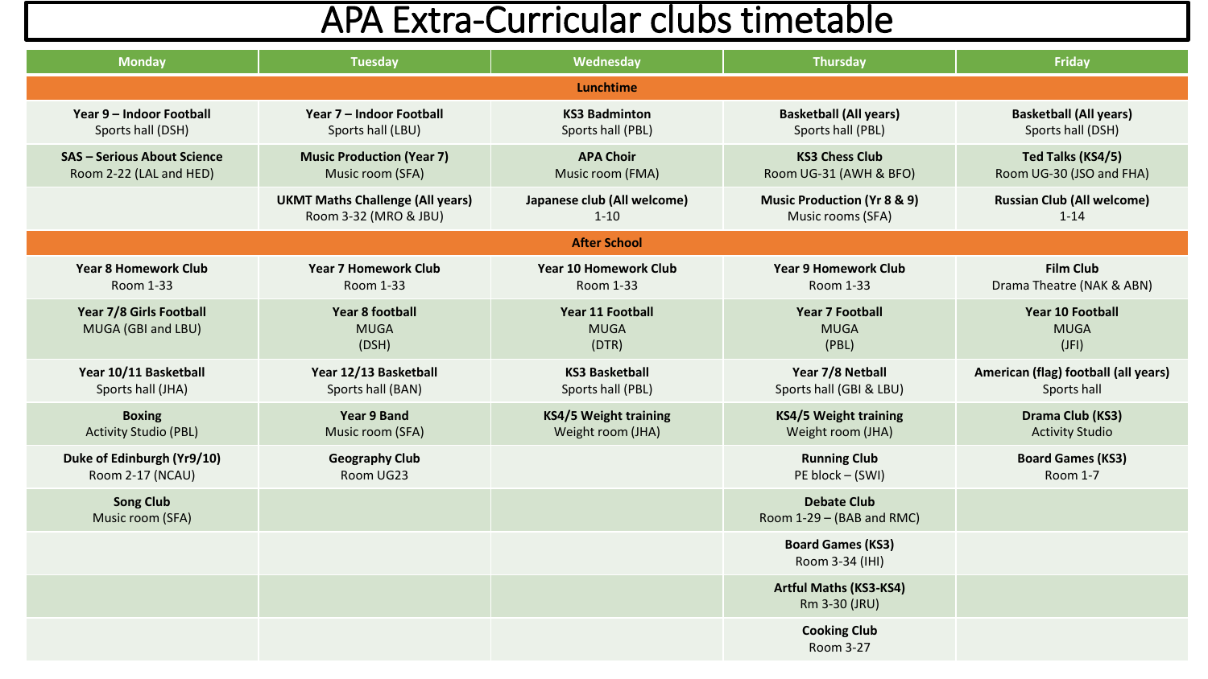# APA Extra-Curricular clubs timetable

| Monday | Tuesday | Wednesday | Thursday | Friday |
|---|---|---|---|---|
| **Lunchtime** | | | | |
| **Year 9 – Indoor Football**<br>Sports hall (DSH) | **Year 7 – Indoor Football**<br>Sports hall (LBU) | **KS3 Badminton**<br>Sports hall (PBL) | **Basketball (All years)**<br>Sports hall (PBL) | **Basketball (All years)**<br>Sports hall (DSH) |
| **SAS – Serious About Science**<br>Room 2-22 (LAL and HED) | **Music Production (Year 7)**<br>Music room (SFA) | **APA Choir**<br>Music room (FMA) | **KS3 Chess Club**<br>Room UG-31 (AWH & BFO) | **Ted Talks (KS4/5)**<br>Room UG-30 (JSO and FHA) |
| | **UKMT Maths Challenge (All years)**<br>Room 3-32 (MRO & JBU) | **Japanese club (All welcome)**<br>1-10 | **Music Production (Yr 8 & 9)**<br>Music rooms (SFA) | **Russian Club (All welcome)**<br>1-14 |
| **After School** | | | | |
| **Year 8 Homework Club**<br>Room 1-33 | **Year 7 Homework Club**<br>Room 1-33 | **Year 10 Homework Club**<br>Room 1-33 | **Year 9 Homework Club**<br>Room 1-33 | **Film Club**<br>Drama Theatre (NAK & ABN) |
| **Year 7/8 Girls Football**<br>MUGA (GBI and LBU) | **Year 8 football**<br>MUGA<br>(DSH) | **Year 11 Football**<br>MUGA<br>(DTR) | **Year 7 Football**<br>MUGA<br>(PBL) | **Year 10 Football**<br>MUGA<br>(JFI) |
| **Year 10/11 Basketball**<br>Sports hall (JHA) | **Year 12/13 Basketball**<br>Sports hall (BAN) | **KS3 Basketball**<br>Sports hall (PBL) | **Year 7/8 Netball**<br>Sports hall (GBI & LBU) | **American (flag) football (all years)**<br>Sports hall |
| **Boxing**<br>Activity Studio (PBL) | **Year 9 Band**<br>Music room (SFA) | **KS4/5 Weight training**<br>Weight room (JHA) | **KS4/5 Weight training**<br>Weight room (JHA) | **Drama Club (KS3)**<br>Activity Studio |
| **Duke of Edinburgh (Yr9/10)**<br>Room 2-17 (NCAU) | **Geography Club**<br>Room UG23 | | **Running Club**<br>PE block – (SWI) | **Board Games (KS3)**<br>Room 1-7 |
| **Song Club**<br>Music room (SFA) | | | **Debate Club**<br>Room 1-29 – (BAB and RMC) | |
| | | | **Board Games (KS3)**<br>Room 3-34 (IHI) | |
| | | | **Artful Maths (KS3-KS4)**<br>Rm 3-30 (JRU) | |
| | | | **Cooking Club**<br>Room 3-27 | |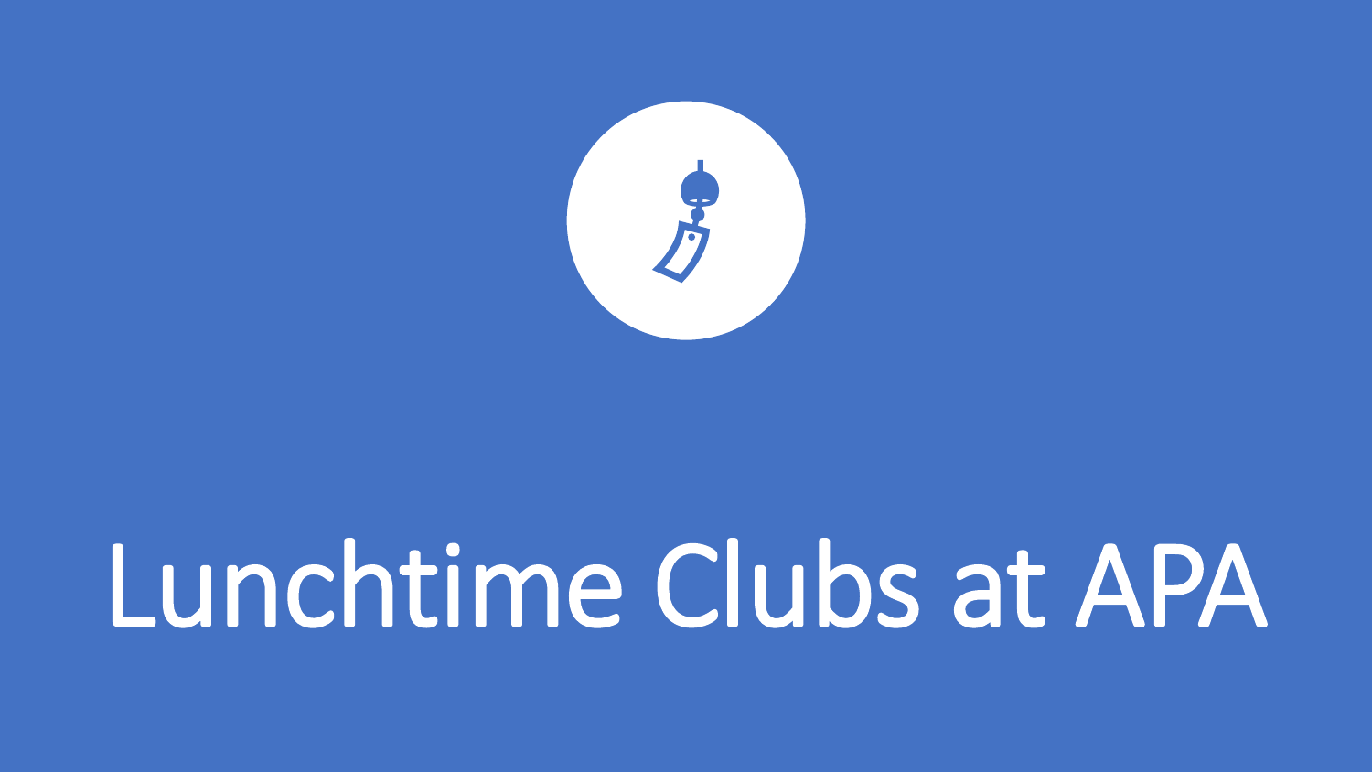# Lunchtime Clubs at APA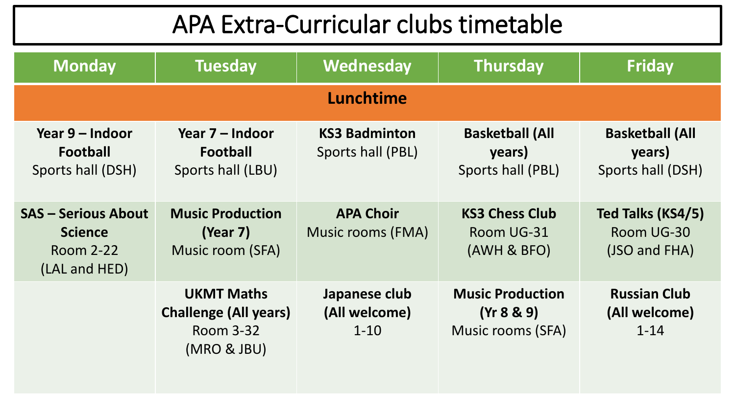# APA Extra-Curricular clubs timetable

| Monday | Tuesday | Wednesday | Thursday | Friday |
|---|---|---|---|---|
| **Lunchtime** | | | | |
| **Year 9 – Indoor Football** Sports hall (DSH) | **Year 7 – Indoor Football** Sports hall (LBU) | **KS3 Badminton** Sports hall (PBL) | **Basketball (All years)** Sports hall (PBL) | **Basketball (All years)** Sports hall (DSH) |
| **SAS – Serious About Science** Room 2-22 (LAL and HED) | **Music Production (Year 7)** Music room (SFA) | **APA Choir** Music rooms (FMA) | **KS3 Chess Club** Room UG-31 (AWH & BFO) | **Ted Talks (KS4/5)** Room UG-30 (JSO and FHA) |
| | **UKMT Maths Challenge (All years)** Room 3-32 (MRO & JBU) | **Japanese club (All welcome)** 1-10 | **Music Production (Yr 8 & 9)** Music rooms (SFA) | **Russian Club (All welcome)** 1-14 |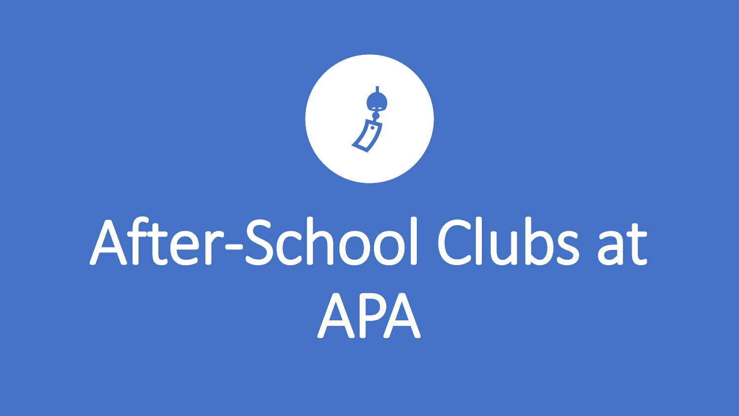# After-School Clubs at APA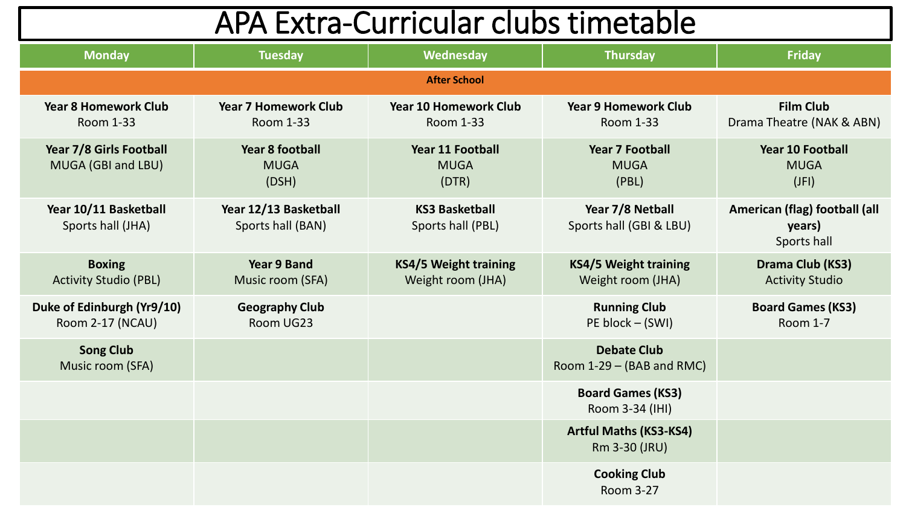# APA Extra-Curricular clubs timetable

| Monday | Tuesday | Wednesday | Thursday | Friday |
|---|---|---|---|---|
| **After School** | | | | |
| **Year 8 Homework Club** Room 1-33 | **Year 7 Homework Club** Room 1-33 | **Year 10 Homework Club** Room 1-33 | **Year 9 Homework Club** Room 1-33 | **Film Club** Drama Theatre (NAK & ABN) |
| **Year 7/8 Girls Football** MUGA (GBI and LBU) | **Year 8 football** MUGA (DSH) | **Year 11 Football** MUGA (DTR) | **Year 7 Football** MUGA (PBL) | **Year 10 Football** MUGA (JFI) |
| **Year 10/11 Basketball** Sports hall (JHA) | **Year 12/13 Basketball** Sports hall (BAN) | **KS3 Basketball** Sports hall (PBL) | **Year 7/8 Netball** Sports hall (GBI & LBU) | **American (flag) football (all years)** Sports hall |
| **Boxing** Activity Studio (PBL) | **Year 9 Band** Music room (SFA) | **KS4/5 Weight training** Weight room (JHA) | **KS4/5 Weight training** Weight room (JHA) | **Drama Club (KS3)** Activity Studio |
| **Duke of Edinburgh (Yr9/10)** Room 2-17 (NCAU) | **Geography Club** Room UG23 | | **Running Club** PE block – (SWI) | **Board Games (KS3)** Room 1-7 |
| **Song Club** Music room (SFA) | | | **Debate Club** Room 1-29 – (BAB and RMC) | |
| | | | **Board Games (KS3)** Room 3-34 (IHI) | |
| | | | **Artful Maths (KS3-KS4)** Rm 3-30 (JRU) | |
| | | | **Cooking Club** Room 3-27 | |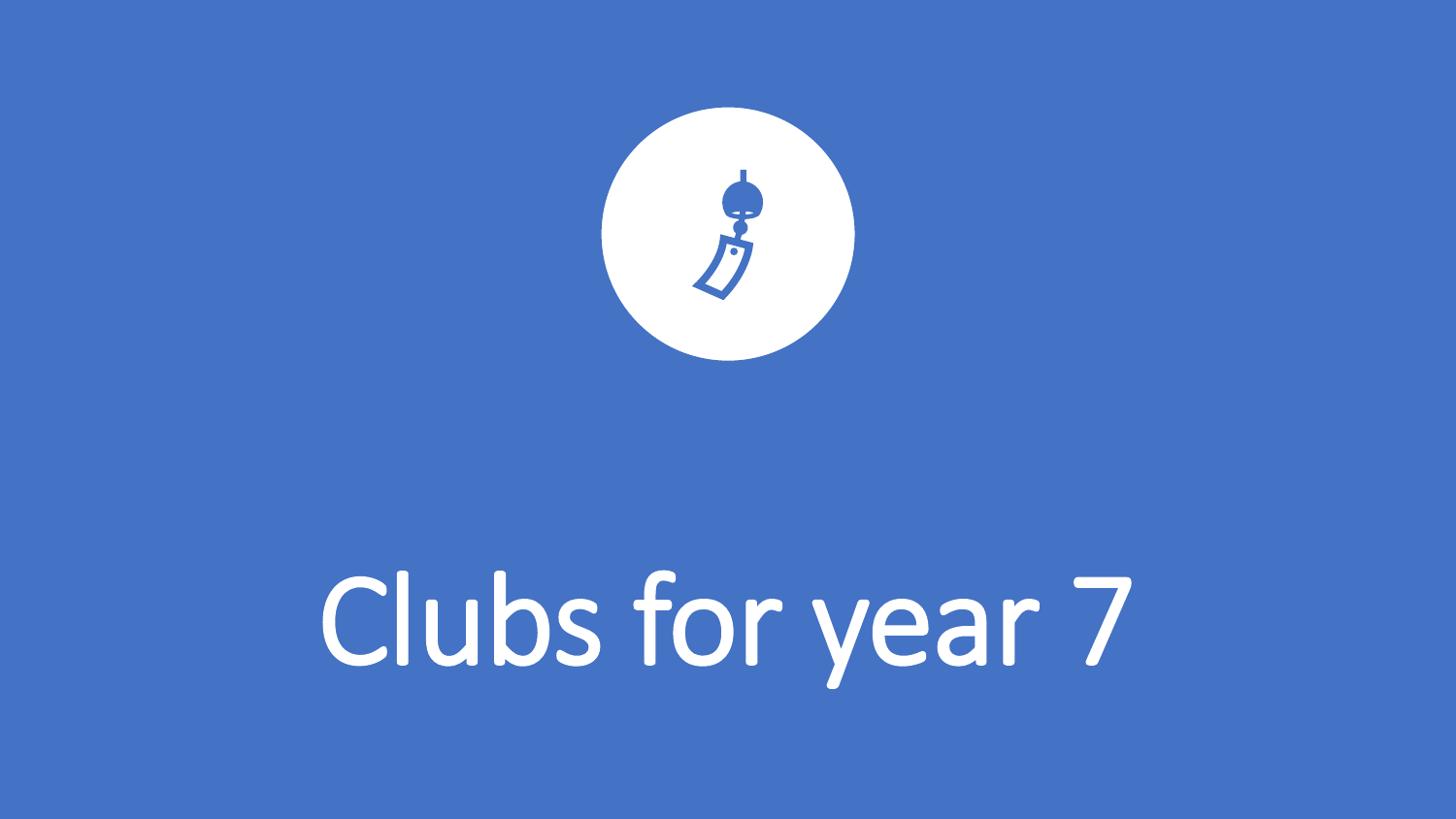# Clubs for year 7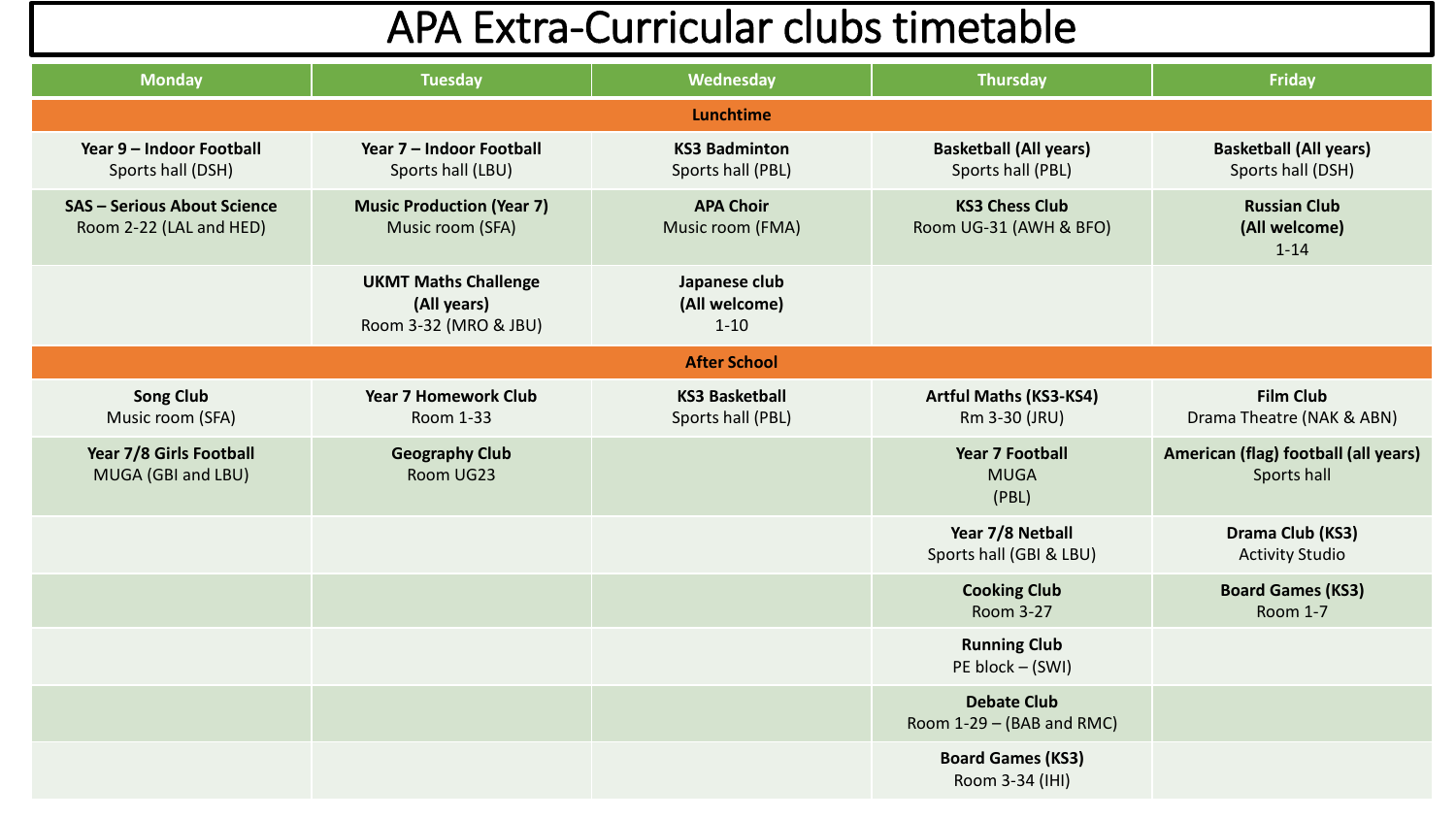# APA Extra-Curricular clubs timetable

| Monday | Tuesday | Wednesday | Thursday | Friday |
|---|---|---|---|---|
| **Lunchtime** | | | | |
| **Year 9 – Indoor Football** Sports hall (DSH) | **Year 7 – Indoor Football** Sports hall (LBU) | **KS3 Badminton** Sports hall (PBL) | **Basketball (All years)** Sports hall (PBL) | **Basketball (All years)** Sports hall (DSH) |
| **SAS – Serious About Science** Room 2-22 (LAL and HED) | **Music Production (Year 7)** Music room (SFA) | **APA Choir** Music room (FMA) | **KS3 Chess Club** Room UG-31 (AWH & BFO) | **Russian Club (All welcome)** 1-14 |
| | **UKMT Maths Challenge (All years)** Room 3-32 (MRO & JBU) | **Japanese club (All welcome)** 1-10 | | |
| **After School** | | | | |
| **Song Club** Music room (SFA) | **Year 7 Homework Club** Room 1-33 | **KS3 Basketball** Sports hall (PBL) | **Artful Maths (KS3-KS4)** Rm 3-30 (JRU) | **Film Club** Drama Theatre (NAK & ABN) |
| **Year 7/8 Girls Football** MUGA (GBI and LBU) | **Geography Club** Room UG23 | | **Year 7 Football** MUGA (PBL) | **American (flag) football (all years)** Sports hall |
| | | | **Year 7/8 Netball** Sports hall (GBI & LBU) | **Drama Club (KS3)** Activity Studio |
| | | | **Cooking Club** Room 3-27 | **Board Games (KS3)** Room 1-7 |
| | | | **Running Club** PE block – (SWI) | |
| | | | **Debate Club** Room 1-29 – (BAB and RMC) | |
| | | | **Board Games (KS3)** Room 3-34 (IHI) | |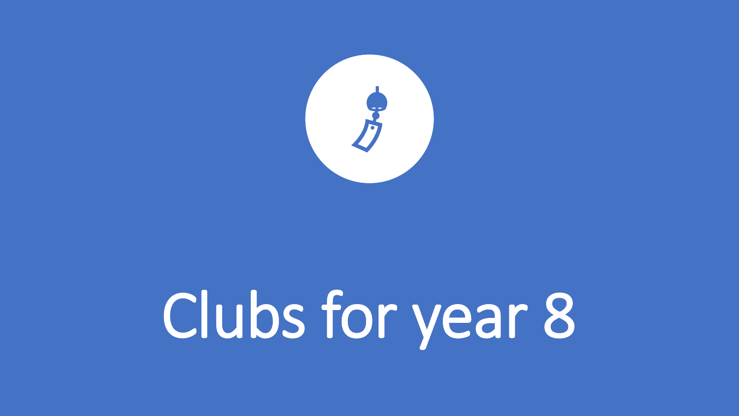# Clubs for year 8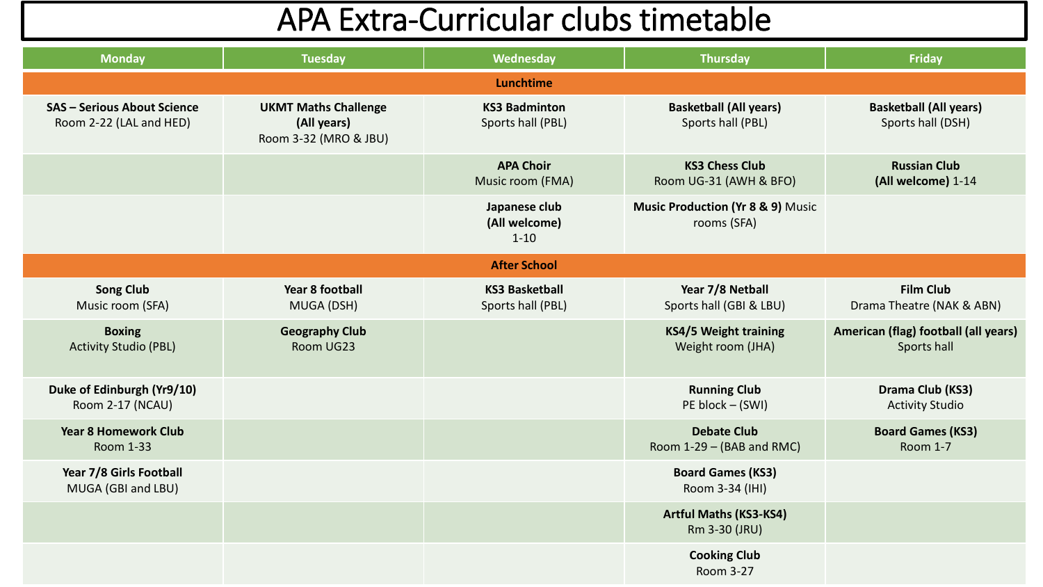# APA Extra-Curricular clubs timetable

| Monday | Tuesday | Wednesday | Thursday | Friday |
|---|---|---|---|---|
| **Lunchtime** | | | | |
| **SAS – Serious About Science** Room 2-22 (LAL and HED) | **UKMT Maths Challenge (All years)** Room 3-32 (MRO & JBU) | **KS3 Badminton** Sports hall (PBL) | **Basketball (All years)** Sports hall (PBL) | **Basketball (All years)** Sports hall (DSH) |
| | | **APA Choir** Music room (FMA) | **KS3 Chess Club** Room UG-31 (AWH & BFO) | **Russian Club (All welcome)** 1-14 |
| | | **Japanese club (All welcome)** 1-10 | **Music Production (Yr 8 & 9)** Music rooms (SFA) | |
| **After School** | | | | |
| **Song Club** Music room (SFA) | **Year 8 football** MUGA (DSH) | **KS3 Basketball** Sports hall (PBL) | **Year 7/8 Netball** Sports hall (GBI & LBU) | **Film Club** Drama Theatre (NAK & ABN) |
| **Boxing** Activity Studio (PBL) | **Geography Club** Room UG23 | | **KS4/5 Weight training** Weight room (JHA) | **American (flag) football (all years)** Sports hall |
| **Duke of Edinburgh (Yr9/10)** Room 2-17 (NCAU) | | | **Running Club** PE block – (SWI) | **Drama Club (KS3)** Activity Studio |
| **Year 8 Homework Club** Room 1-33 | | | **Debate Club** Room 1-29 – (BAB and RMC) | **Board Games (KS3)** Room 1-7 |
| **Year 7/8 Girls Football** MUGA (GBI and LBU) | | | **Board Games (KS3)** Room 3-34 (IHI) | |
| | | | **Artful Maths (KS3-KS4)** Rm 3-30 (JRU) | |
| | | | **Cooking Club** Room 3-27 | |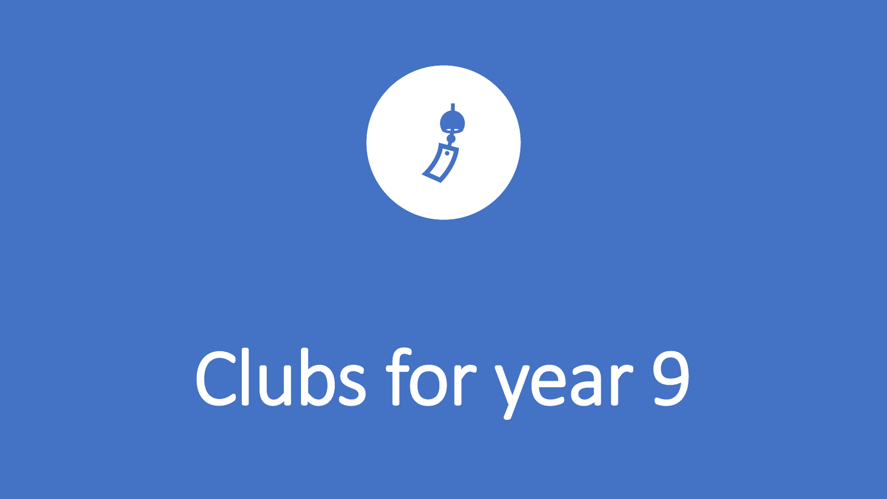# Clubs for year 9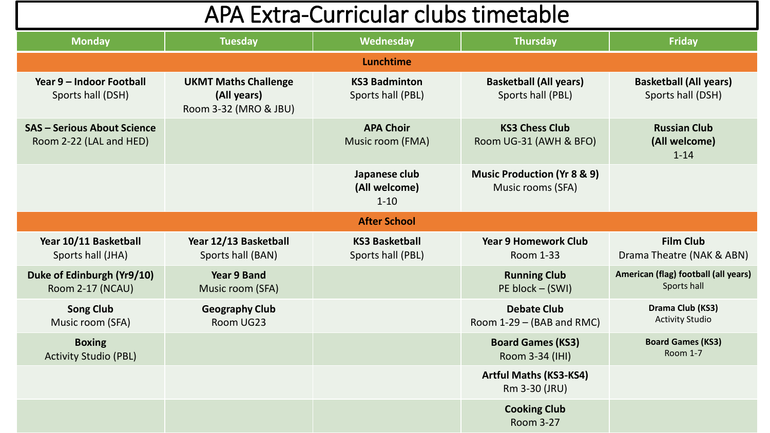# APA Extra-Curricular clubs timetable

| Monday | Tuesday | Wednesday | Thursday | Friday |
|---|---|---|---|---|
| **Lunchtime** | | | | |
| **Year 9 – Indoor Football** Sports hall (DSH) | **UKMT Maths Challenge (All years)** Room 3-32 (MRO & JBU) | **KS3 Badminton** Sports hall (PBL) | **Basketball (All years)** Sports hall (PBL) | **Basketball (All years)** Sports hall (DSH) |
| **SAS – Serious About Science** Room 2-22 (LAL and HED) | | **APA Choir** Music room (FMA) | **KS3 Chess Club** Room UG-31 (AWH & BFO) | **Russian Club (All welcome)** 1-14 |
| | | **Japanese club (All welcome)** 1-10 | **Music Production (Yr 8 & 9)** Music rooms (SFA) | |
| **After School** | | | | |
| **Year 10/11 Basketball** Sports hall (JHA) | **Year 12/13 Basketball** Sports hall (BAN) | **KS3 Basketball** Sports hall (PBL) | **Year 9 Homework Club** Room 1-33 | **Film Club** Drama Theatre (NAK & ABN) |
| **Duke of Edinburgh (Yr9/10)** Room 2-17 (NCAU) | **Year 9 Band** Music room (SFA) | | **Running Club** PE block – (SWI) | **American (flag) football (all years)** Sports hall |
| **Song Club** Music room (SFA) | **Geography Club** Room UG23 | | **Debate Club** Room 1-29 – (BAB and RMC) | **Drama Club (KS3)** Activity Studio |
| **Boxing** Activity Studio (PBL) | | | **Board Games (KS3)** Room 3-34 (IHI) | **Board Games (KS3)** Room 1-7 |
| | | | **Artful Maths (KS3-KS4)** Rm 3-30 (JRU) | |
| | | | **Cooking Club** Room 3-27 | |